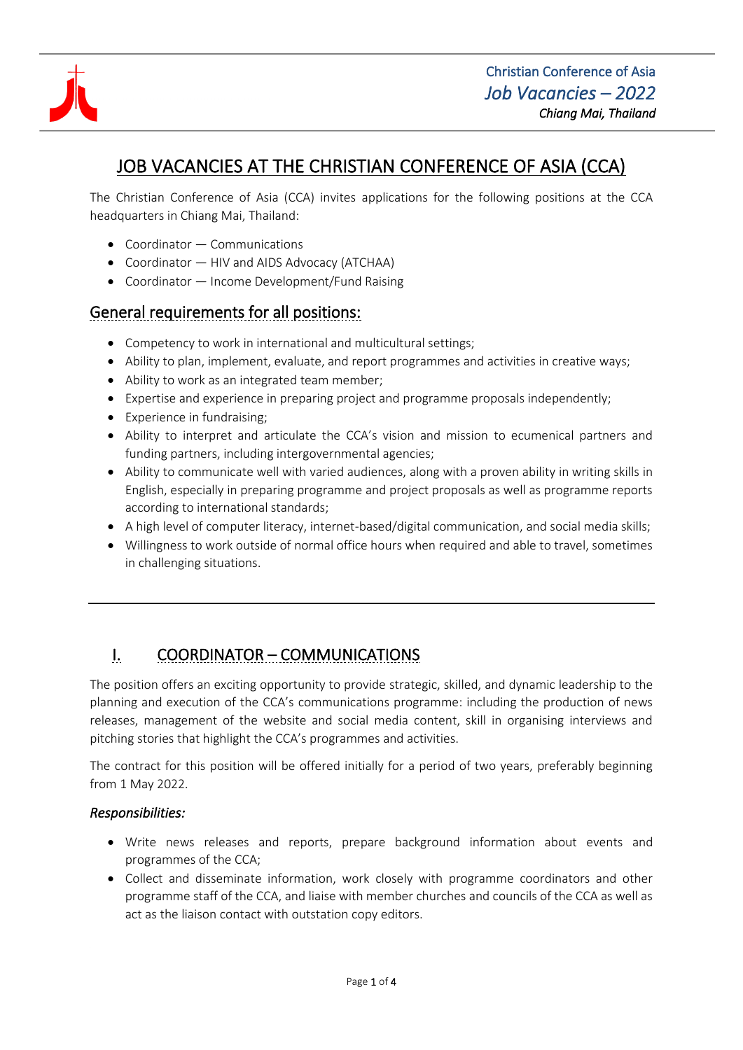# JOB VACANCIES AT THE CHRISTIAN CONFERENCE OF ASIA (CCA)

The Christian Conference of Asia (CCA) invites applications for the following positions at the CCA headquarters in Chiang Mai, Thailand:

- Coordinator — Communications
- Coordinator — HIV and AIDS Advocacy (ATCHAA)
- Coordinator — Income Development/Fund Raising

## General requirements for all positions:

- Competency to work in international and multicultural settings;
- Ability to plan, implement, evaluate, and report programmes and activities in creative ways;
- Ability to work as an integrated team member;
- Expertise and experience in preparing project and programme proposals independently;
- Experience in fundraising;
- Ability to interpret and articulate the CCA's vision and mission to ecumenical partners and funding partners, including intergovernmental agencies;
- Ability to communicate well with varied audiences, along with a proven ability in writing skills in English, especially in preparing programme and project proposals as well as programme reports according to international standards;
- A high level of computer literacy, internet-based/digital communication, and social media skills;
- Willingness to work outside of normal office hours when required and able to travel, sometimes in challenging situations.

---

## I. COORDINATOR – COMMUNICATIONS

The position offers an exciting opportunity to provide strategic, skilled, and dynamic leadership to the planning and execution of the CCA's communications programme: including the production of news releases, management of the website and social media content, skill in organising interviews and pitching stories that highlight the CCA's programmes and activities.

The contract for this position will be offered initially for a period of two years, preferably beginning from 1 May 2022.

### *Responsibilities:*

- Write news releases and reports, prepare background information about events and programmes of the CCA;
- Collect and disseminate information, work closely with programme coordinators and other programme staff of the CCA, and liaise with member churches and councils of the CCA as well as act as the liaison contact with outstation copy editors.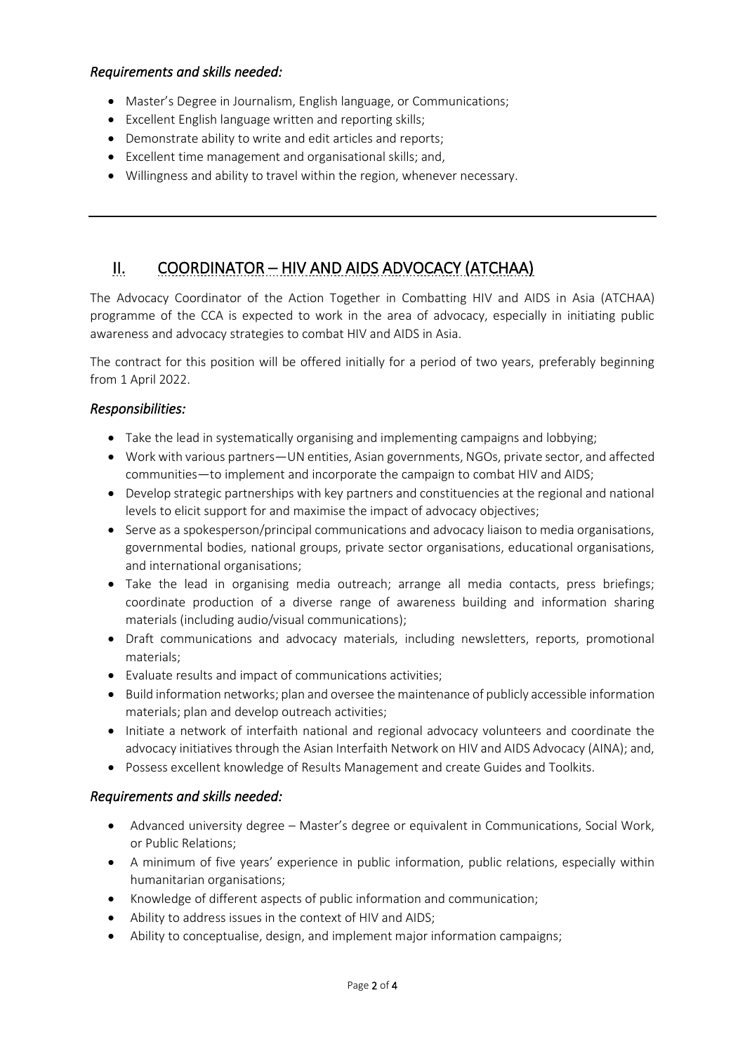### *Requirements and skills needed:*

- Master's Degree in Journalism, English language, or Communications;
- Excellent English language written and reporting skills;
- Demonstrate ability to write and edit articles and reports;
- Excellent time management and organisational skills; and,
- Willingness and ability to travel within the region, whenever necessary.

---

## II. COORDINATOR – HIV AND AIDS ADVOCACY (ATCHAA)

The Advocacy Coordinator of the Action Together in Combatting HIV and AIDS in Asia (ATCHAA) programme of the CCA is expected to work in the area of advocacy, especially in initiating public awareness and advocacy strategies to combat HIV and AIDS in Asia.

The contract for this position will be offered initially for a period of two years, preferably beginning from 1 April 2022.

### *Responsibilities:*

- Take the lead in systematically organising and implementing campaigns and lobbying;
- Work with various partners—UN entities, Asian governments, NGOs, private sector, and affected communities—to implement and incorporate the campaign to combat HIV and AIDS;
- Develop strategic partnerships with key partners and constituencies at the regional and national levels to elicit support for and maximise the impact of advocacy objectives;
- Serve as a spokesperson/principal communications and advocacy liaison to media organisations, governmental bodies, national groups, private sector organisations, educational organisations, and international organisations;
- Take the lead in organising media outreach; arrange all media contacts, press briefings; coordinate production of a diverse range of awareness building and information sharing materials (including audio/visual communications);
- Draft communications and advocacy materials, including newsletters, reports, promotional materials;
- Evaluate results and impact of communications activities;
- Build information networks; plan and oversee the maintenance of publicly accessible information materials; plan and develop outreach activities;
- Initiate a network of interfaith national and regional advocacy volunteers and coordinate the advocacy initiatives through the Asian Interfaith Network on HIV and AIDS Advocacy (AINA); and,
- Possess excellent knowledge of Results Management and create Guides and Toolkits.

### *Requirements and skills needed:*

- Advanced university degree – Master's degree or equivalent in Communications, Social Work, or Public Relations;
- A minimum of five years' experience in public information, public relations, especially within humanitarian organisations;
- Knowledge of different aspects of public information and communication;
- Ability to address issues in the context of HIV and AIDS;
- Ability to conceptualise, design, and implement major information campaigns;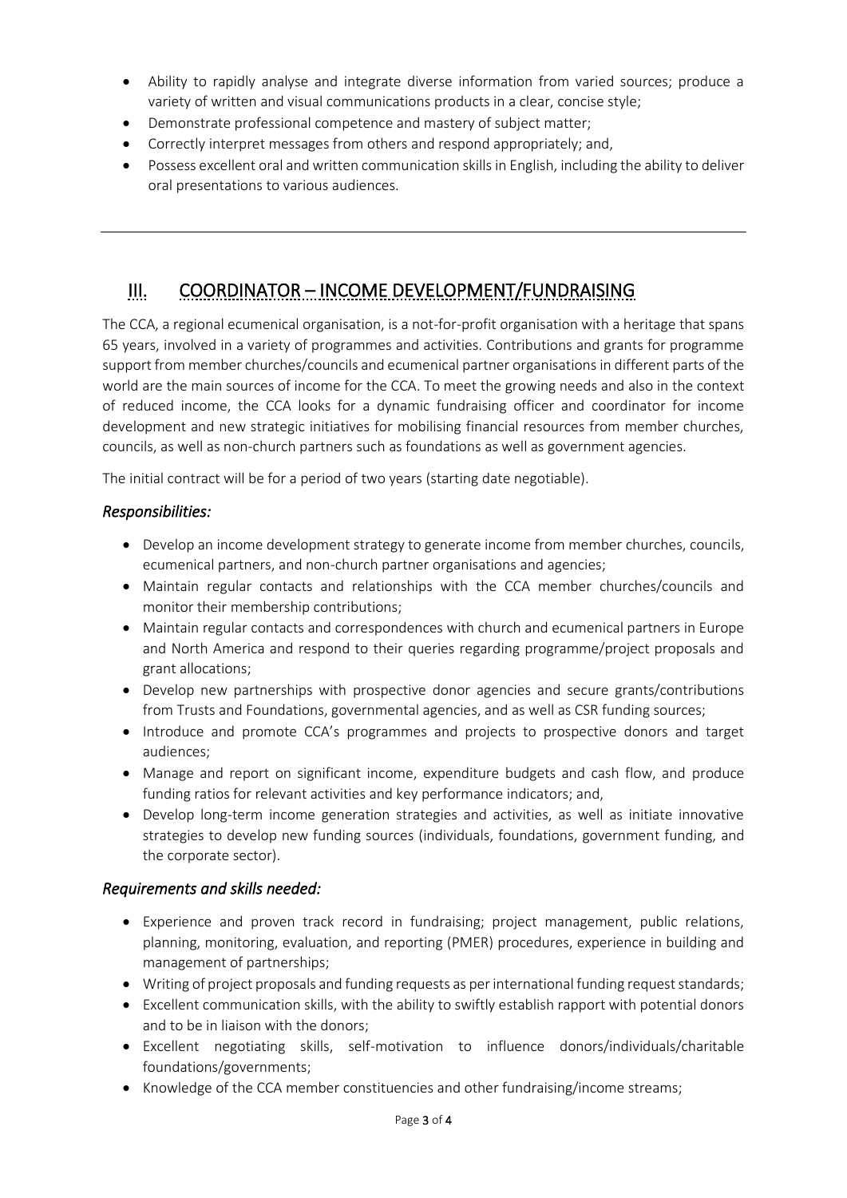- Ability to rapidly analyse and integrate diverse information from varied sources; produce a variety of written and visual communications products in a clear, concise style;
- Demonstrate professional competence and mastery of subject matter;
- Correctly interpret messages from others and respond appropriately; and,
- Possess excellent oral and written communication skills in English, including the ability to deliver oral presentations to various audiences.

---

## III. COORDINATOR – INCOME DEVELOPMENT/FUNDRAISING

The CCA, a regional ecumenical organisation, is a not-for-profit organisation with a heritage that spans 65 years, involved in a variety of programmes and activities. Contributions and grants for programme support from member churches/councils and ecumenical partner organisations in different parts of the world are the main sources of income for the CCA. To meet the growing needs and also in the context of reduced income, the CCA looks for a dynamic fundraising officer and coordinator for income development and new strategic initiatives for mobilising financial resources from member churches, councils, as well as non-church partners such as foundations as well as government agencies.

The initial contract will be for a period of two years (starting date negotiable).

### *Responsibilities:*

- Develop an income development strategy to generate income from member churches, councils, ecumenical partners, and non-church partner organisations and agencies;
- Maintain regular contacts and relationships with the CCA member churches/councils and monitor their membership contributions;
- Maintain regular contacts and correspondences with church and ecumenical partners in Europe and North America and respond to their queries regarding programme/project proposals and grant allocations;
- Develop new partnerships with prospective donor agencies and secure grants/contributions from Trusts and Foundations, governmental agencies, and as well as CSR funding sources;
- Introduce and promote CCA's programmes and projects to prospective donors and target audiences;
- Manage and report on significant income, expenditure budgets and cash flow, and produce funding ratios for relevant activities and key performance indicators; and,
- Develop long-term income generation strategies and activities, as well as initiate innovative strategies to develop new funding sources (individuals, foundations, government funding, and the corporate sector).

### *Requirements and skills needed:*

- Experience and proven track record in fundraising; project management, public relations, planning, monitoring, evaluation, and reporting (PMER) procedures, experience in building and management of partnerships;
- Writing of project proposals and funding requests as per international funding request standards;
- Excellent communication skills, with the ability to swiftly establish rapport with potential donors and to be in liaison with the donors;
- Excellent negotiating skills, self-motivation to influence donors/individuals/charitable foundations/governments;
- Knowledge of the CCA member constituencies and other fundraising/income streams;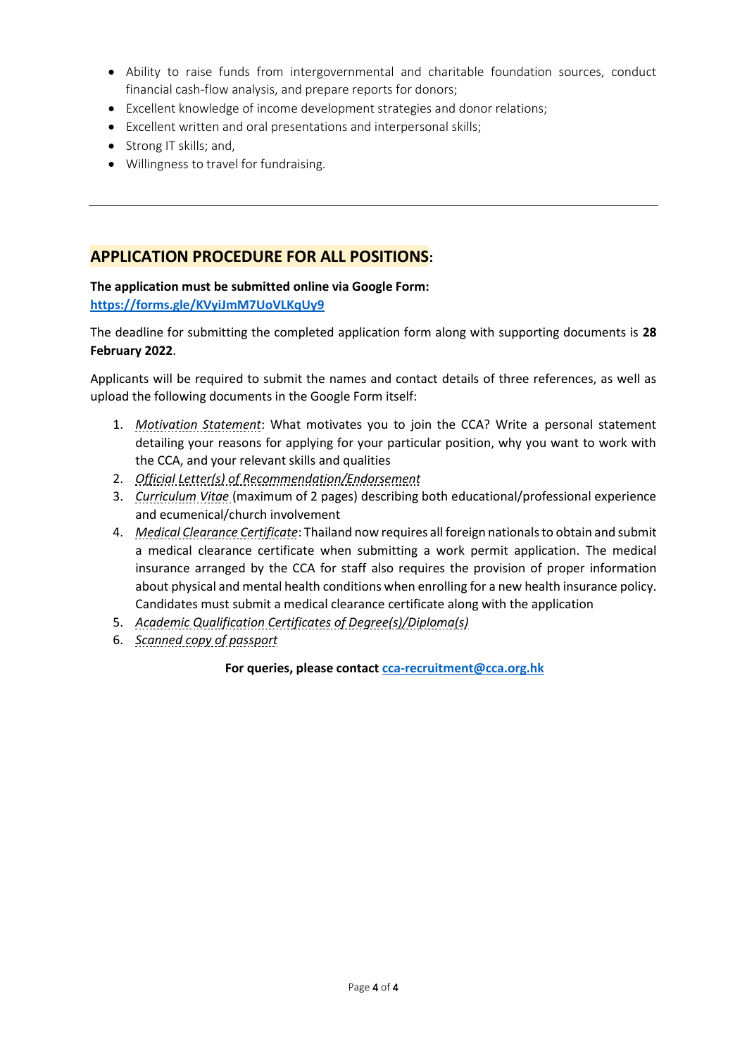- Ability to raise funds from intergovernmental and charitable foundation sources, conduct financial cash-flow analysis, and prepare reports for donors;
- Excellent knowledge of income development strategies and donor relations;
- Excellent written and oral presentations and interpersonal skills;
- Strong IT skills; and,
- Willingness to travel for fundraising.

---

## APPLICATION PROCEDURE FOR ALL POSITIONS:

**The application must be submitted online via Google Form:**
**https://forms.gle/KVyiJmM7UoVLKqUy9**

The deadline for submitting the completed application form along with supporting documents is **28 February 2022**.

Applicants will be required to submit the names and contact details of three references, as well as upload the following documents in the Google Form itself:

1. *Motivation Statement*: What motivates you to join the CCA? Write a personal statement detailing your reasons for applying for your particular position, why you want to work with the CCA, and your relevant skills and qualities
2. *Official Letter(s) of Recommendation/Endorsement*
3. *Curriculum Vitae* (maximum of 2 pages) describing both educational/professional experience and ecumenical/church involvement
4. *Medical Clearance Certificate*: Thailand now requires all foreign nationals to obtain and submit a medical clearance certificate when submitting a work permit application. The medical insurance arranged by the CCA for staff also requires the provision of proper information about physical and mental health conditions when enrolling for a new health insurance policy. Candidates must submit a medical clearance certificate along with the application
5. *Academic Qualification Certificates of Degree(s)/Diploma(s)*
6. *Scanned copy of passport*

**For queries, please contact cca-recruitment@cca.org.hk**